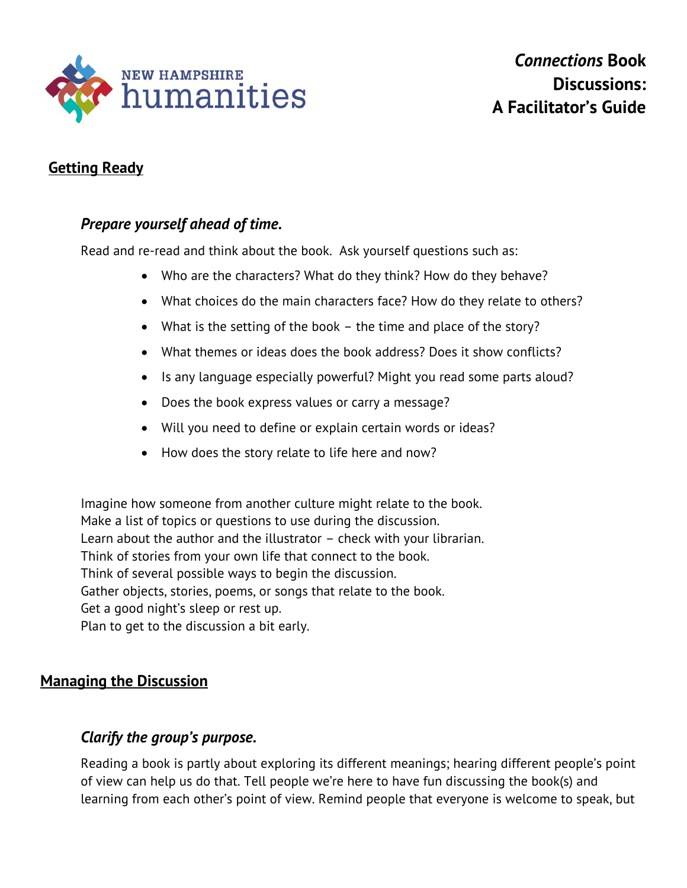NEW HAMPSHIRE humanities

# *Connections* Book Discussions: A Facilitator's Guide

## Getting Ready

### *Prepare yourself ahead of time.*

Read and re-read and think about the book. Ask yourself questions such as:

- Who are the characters? What do they think? How do they behave?
- What choices do the main characters face? How do they relate to others?
- What is the setting of the book – the time and place of the story?
- What themes or ideas does the book address? Does it show conflicts?
- Is any language especially powerful? Might you read some parts aloud?
- Does the book express values or carry a message?
- Will you need to define or explain certain words or ideas?
- How does the story relate to life here and now?

Imagine how someone from another culture might relate to the book.
Make a list of topics or questions to use during the discussion.
Learn about the author and the illustrator – check with your librarian.
Think of stories from your own life that connect to the book.
Think of several possible ways to begin the discussion.
Gather objects, stories, poems, or songs that relate to the book.
Get a good night's sleep or rest up.
Plan to get to the discussion a bit early.

## Managing the Discussion

### *Clarify the group's purpose.*

Reading a book is partly about exploring its different meanings; hearing different people's point of view can help us do that. Tell people we're here to have fun discussing the book(s) and learning from each other's point of view. Remind people that everyone is welcome to speak, but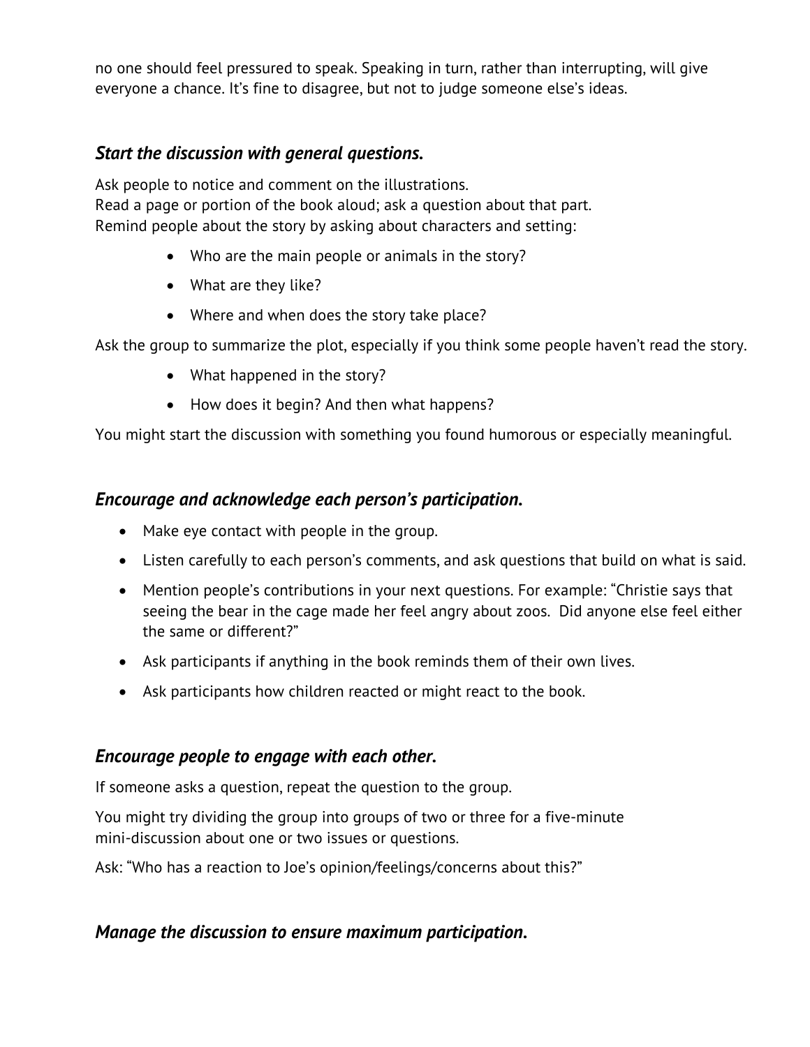no one should feel pressured to speak. Speaking in turn, rather than interrupting, will give everyone a chance. It's fine to disagree, but not to judge someone else's ideas.

### ***Start the discussion with general questions.***

Ask people to notice and comment on the illustrations.
Read a page or portion of the book aloud; ask a question about that part.
Remind people about the story by asking about characters and setting:

- Who are the main people or animals in the story?
- What are they like?
- Where and when does the story take place?

Ask the group to summarize the plot, especially if you think some people haven't read the story.

- What happened in the story?
- How does it begin? And then what happens?

You might start the discussion with something you found humorous or especially meaningful.

### ***Encourage and acknowledge each person's participation.***

- Make eye contact with people in the group.
- Listen carefully to each person's comments, and ask questions that build on what is said.
- Mention people's contributions in your next questions. For example: "Christie says that seeing the bear in the cage made her feel angry about zoos. Did anyone else feel either the same or different?"
- Ask participants if anything in the book reminds them of their own lives.
- Ask participants how children reacted or might react to the book.

### ***Encourage people to engage with each other.***

If someone asks a question, repeat the question to the group.

You might try dividing the group into groups of two or three for a five-minute mini-discussion about one or two issues or questions.

Ask: "Who has a reaction to Joe's opinion/feelings/concerns about this?"

### ***Manage the discussion to ensure maximum participation.***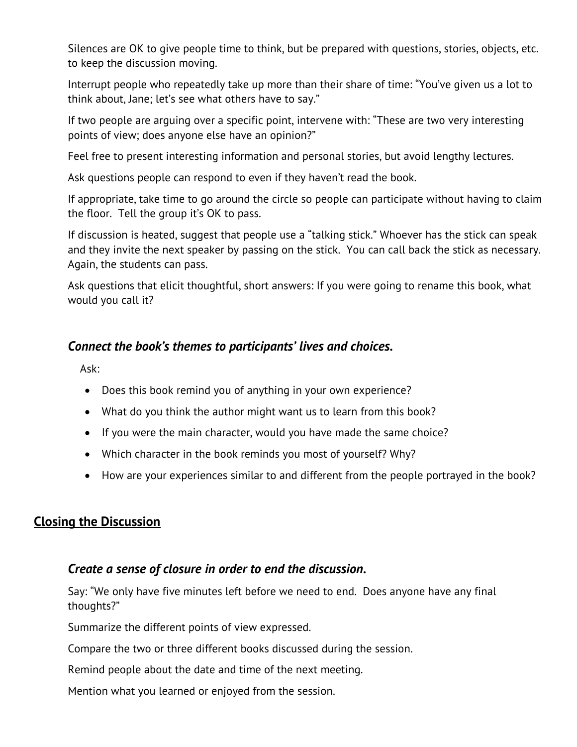Silences are OK to give people time to think, but be prepared with questions, stories, objects, etc. to keep the discussion moving.

Interrupt people who repeatedly take up more than their share of time: "You've given us a lot to think about, Jane; let's see what others have to say."

If two people are arguing over a specific point, intervene with: "These are two very interesting points of view; does anyone else have an opinion?"

Feel free to present interesting information and personal stories, but avoid lengthy lectures.

Ask questions people can respond to even if they haven't read the book.

If appropriate, take time to go around the circle so people can participate without having to claim the floor. Tell the group it's OK to pass.

If discussion is heated, suggest that people use a "talking stick." Whoever has the stick can speak and they invite the next speaker by passing on the stick. You can call back the stick as necessary. Again, the students can pass.

Ask questions that elicit thoughtful, short answers: If you were going to rename this book, what would you call it?

### *Connect the book's themes to participants' lives and choices.*

Ask:

- Does this book remind you of anything in your own experience?
- What do you think the author might want us to learn from this book?
- If you were the main character, would you have made the same choice?
- Which character in the book reminds you most of yourself? Why?
- How are your experiences similar to and different from the people portrayed in the book?

## Closing the Discussion

### *Create a sense of closure in order to end the discussion.*

Say: "We only have five minutes left before we need to end. Does anyone have any final thoughts?"

Summarize the different points of view expressed.

Compare the two or three different books discussed during the session.

Remind people about the date and time of the next meeting.

Mention what you learned or enjoyed from the session.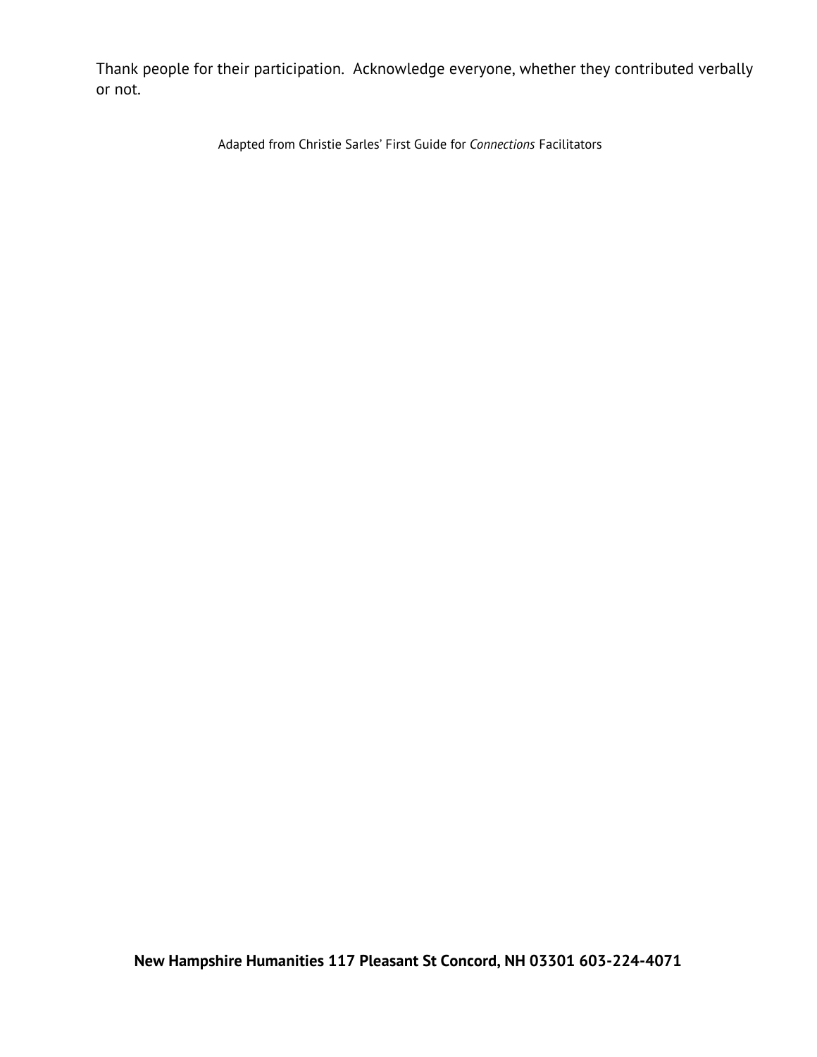Thank people for their participation.  Acknowledge everyone, whether they contributed verbally or not.

Adapted from Christie Sarles' First Guide for *Connections* Facilitators

**New Hampshire Humanities 117 Pleasant St Concord, NH 03301 603-224-4071**